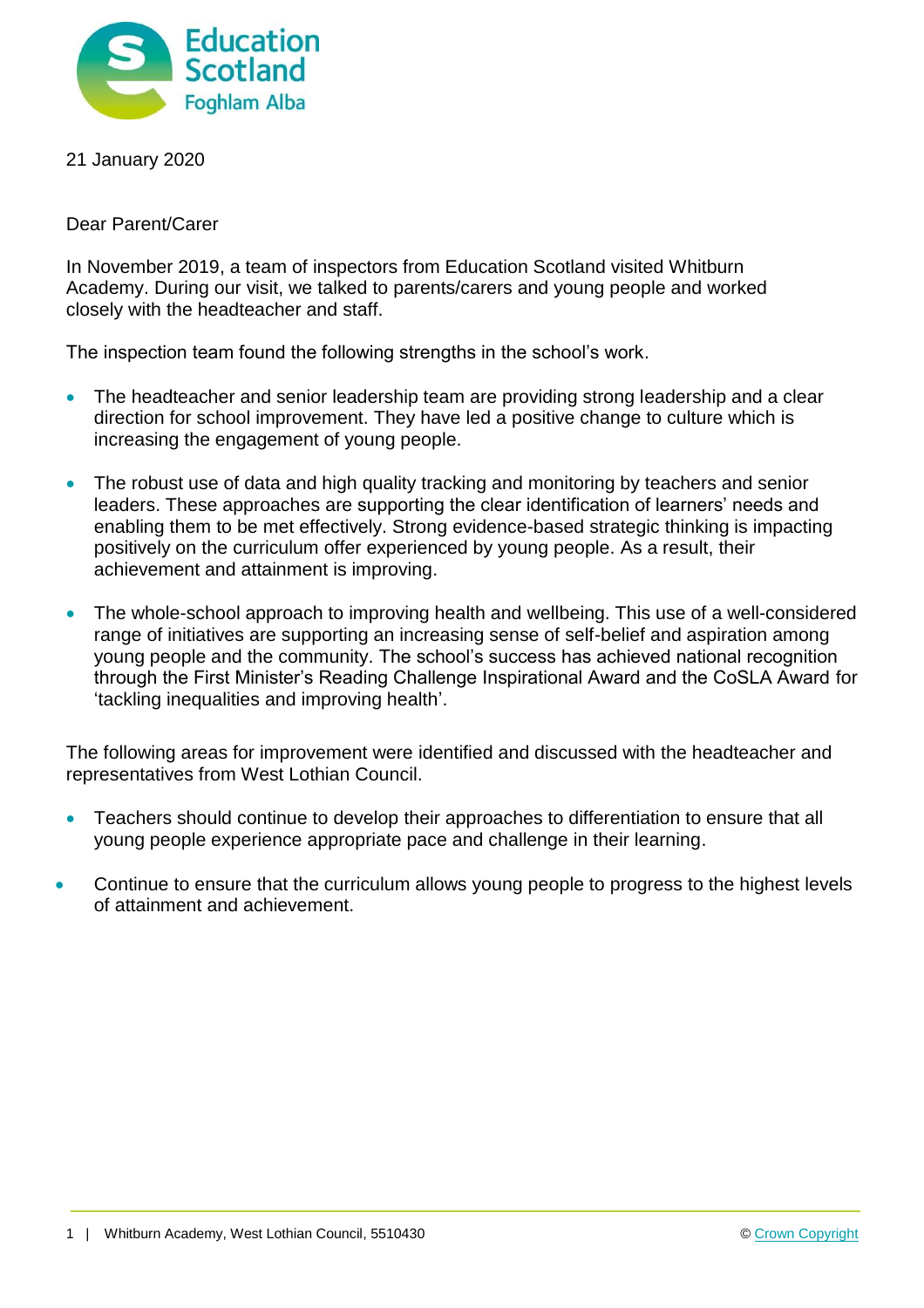21 January 2020

Dear Parent/Carer

In November 2019, a team of inspectors from Education Scotland visited Whitburn Academy. During our visit, we talked to parents/carers and young people and worked closely with the headteacher and staff.

The inspection team found the following strengths in the school's work.

- The headteacher and senior leadership team are providing strong leadership and a clear direction for school improvement. They have led a positive change to culture which is increasing the engagement of young people.
- The robust use of data and high quality tracking and monitoring by teachers and senior leaders. These approaches are supporting the clear identification of learners' needs and enabling them to be met effectively. Strong evidence-based strategic thinking is impacting positively on the curriculum offer experienced by young people. As a result, their achievement and attainment is improving.
- The whole-school approach to improving health and wellbeing. This use of a well-considered range of initiatives are supporting an increasing sense of self-belief and aspiration among young people and the community. The school's success has achieved national recognition through the First Minister's Reading Challenge Inspirational Award and the CoSLA Award for 'tackling inequalities and improving health'.

The following areas for improvement were identified and discussed with the headteacher and representatives from West Lothian Council.

- Teachers should continue to develop their approaches to differentiation to ensure that all young people experience appropriate pace and challenge in their learning.
- Continue to ensure that the curriculum allows young people to progress to the highest levels of attainment and achievement.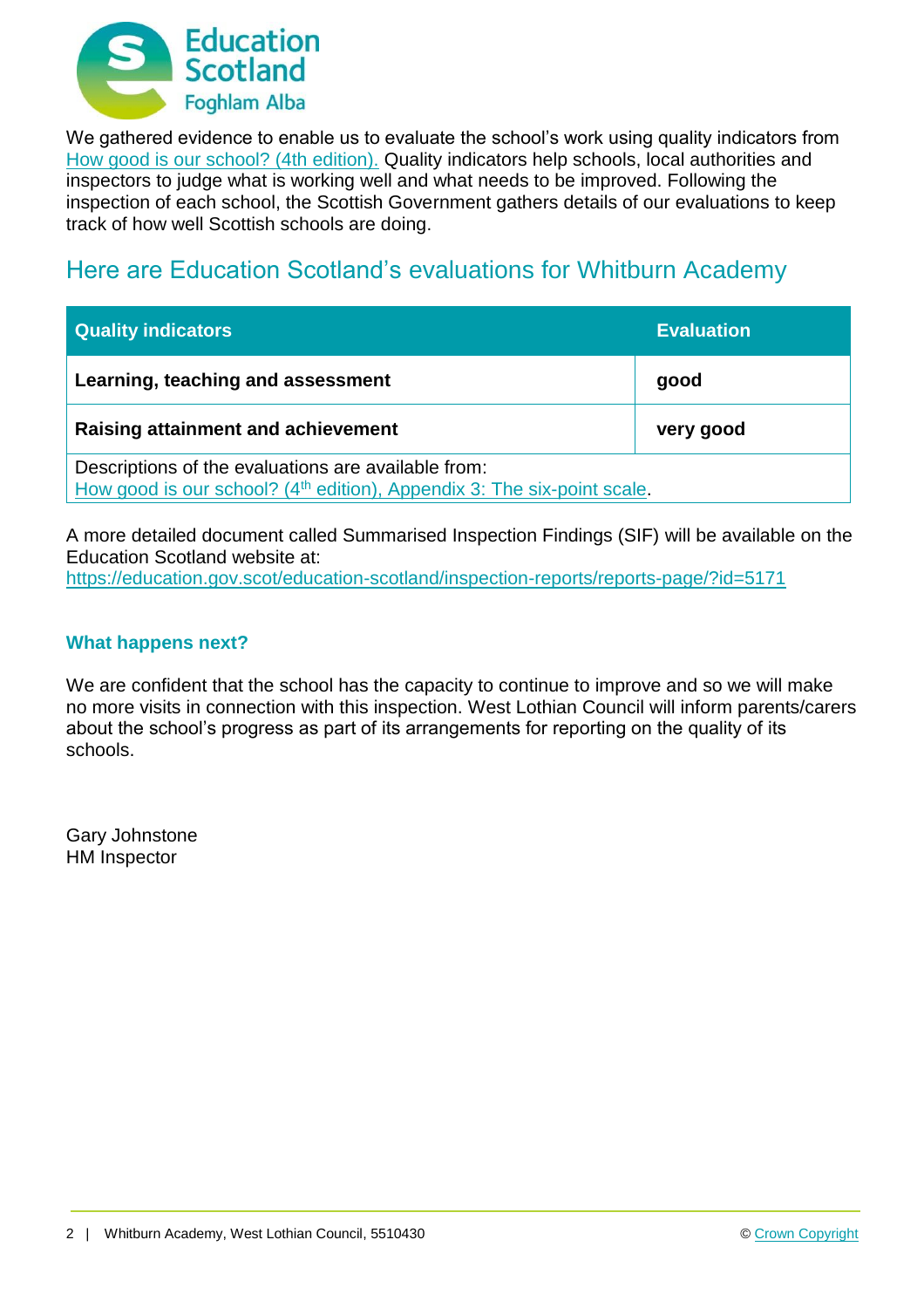We gathered evidence to enable us to evaluate the school's work using quality indicators from How good is our school? (4th edition). Quality indicators help schools, local authorities and inspectors to judge what is working well and what needs to be improved. Following the inspection of each school, the Scottish Government gathers details of our evaluations to keep track of how well Scottish schools are doing.

## Here are Education Scotland's evaluations for Whitburn Academy

| Quality indicators | Evaluation |
|---|---|
| **Learning, teaching and assessment** | **good** |
| **Raising attainment and achievement** | **very good** |
| Descriptions of the evaluations are available from: How good is our school? (4th edition), Appendix 3: The six-point scale. | |

A more detailed document called Summarised Inspection Findings (SIF) will be available on the Education Scotland website at: https://education.gov.scot/education-scotland/inspection-reports/reports-page/?id=5171

### What happens next?

We are confident that the school has the capacity to continue to improve and so we will make no more visits in connection with this inspection. West Lothian Council will inform parents/carers about the school's progress as part of its arrangements for reporting on the quality of its schools.

Gary Johnstone
HM Inspector